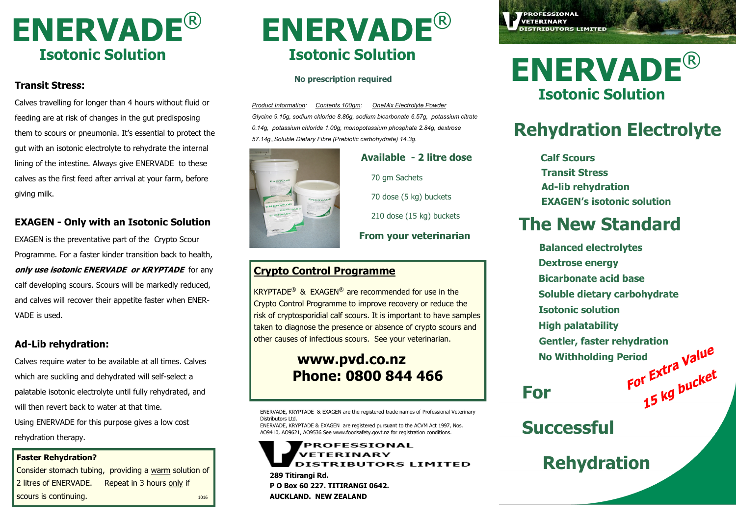# ENERVADE®

## Isotonic Solution

### Transit Stress:

Calves travelling for longer than 4 hours without fluid or feeding are at risk of changes in the gut predisposing them to scours or pneumonia. It's essential to protect the gut with an isotonic electrolyte to rehydrate the internal lining of the intestine. Always give ENERVADE to these calves as the first feed after arrival at your farm, before giving milk.

### EXAGEN - Only with an Isotonic Solution

EXAGEN is the preventative part of the Crypto Scour Programme. For a faster kinder transition back to health, ***only use isotonic ENERVADE or KRYPTADE*** for any calf developing scours. Scours will be markedly reduced, and calves will recover their appetite faster when ENERVADE is used.

### Ad-Lib rehydration:

Calves require water to be available at all times. Calves which are suckling and dehydrated will self-select a palatable isotonic electrolyte until fully rehydrated, and will then revert back to water at that time.

Using ENERVADE for this purpose gives a low cost rehydration therapy.

**Faster Rehydration?**

Consider stomach tubing, providing a warm solution of 2 litres of ENERVADE. Repeat in 3 hours only if scours is continuing.

1016

# ENERVADE®

## Isotonic Solution

**No prescription required**

*Product Information: Contents 100gm: OneMix Electrolyte Powder*

*Glycine 9.15g, sodium chloride 8.86g, sodium bicarbonate 6.57g, potassium citrate 0.14g, potassium chloride 1.00g, monopotassium phosphate 2.84g, dextrose 57.14g,,Soluble Dietary Fibre (Prebiotic carbohydrate) 14.3g.*

**Available - 2 litre dose**

70 gm Sachets

70 dose (5 kg) buckets

210 dose (15 kg) buckets

**From your veterinarian**

### Crypto Control Programme

KRYPTADE® & EXAGEN® are recommended for use in the Crypto Control Programme to improve recovery or reduce the risk of cryptosporidial calf scours. It is important to have samples taken to diagnose the presence or absence of crypto scours and other causes of infectious scours. See your veterinarian.

**www.pvd.co.nz**

**Phone: 0800 844 466**

ENERVADE, KRYPTADE & EXAGEN are the registered trade names of Professional Veterinary Distributors Ltd.

ENERVADE, KRYPTADE & EXAGEN are registered pursuant to the ACVM Act 1997, Nos. AO9410, AO9621, AO9536 See www.foodsafety.govt.nz for registration conditions.

PROFESSIONAL VETERINARY DISTRIBUTORS LIMITED

**289 Titirangi Rd.**

**P O Box 60 227. TITIRANGI 0642.**

**AUCKLAND. NEW ZEALAND**

PROFESSIONAL VETERINARY DISTRIBUTORS LIMITED

# ENERVADE®

## Isotonic Solution

## Rehydration Electrolyte

- **Calf Scours**
- **Transit Stress**
- **Ad-lib rehydration**
- **EXAGEN's isotonic solution**

## The New Standard

- **Balanced electrolytes**
- **Dextrose energy**
- **Bicarbonate acid base**
- **Soluble dietary carbohydrate**
- **Isotonic solution**
- **High palatability**
- **Gentler, faster rehydration**
- **No Withholding Period**

*For Extra Value 15 kg bucket*

## For Successful Rehydration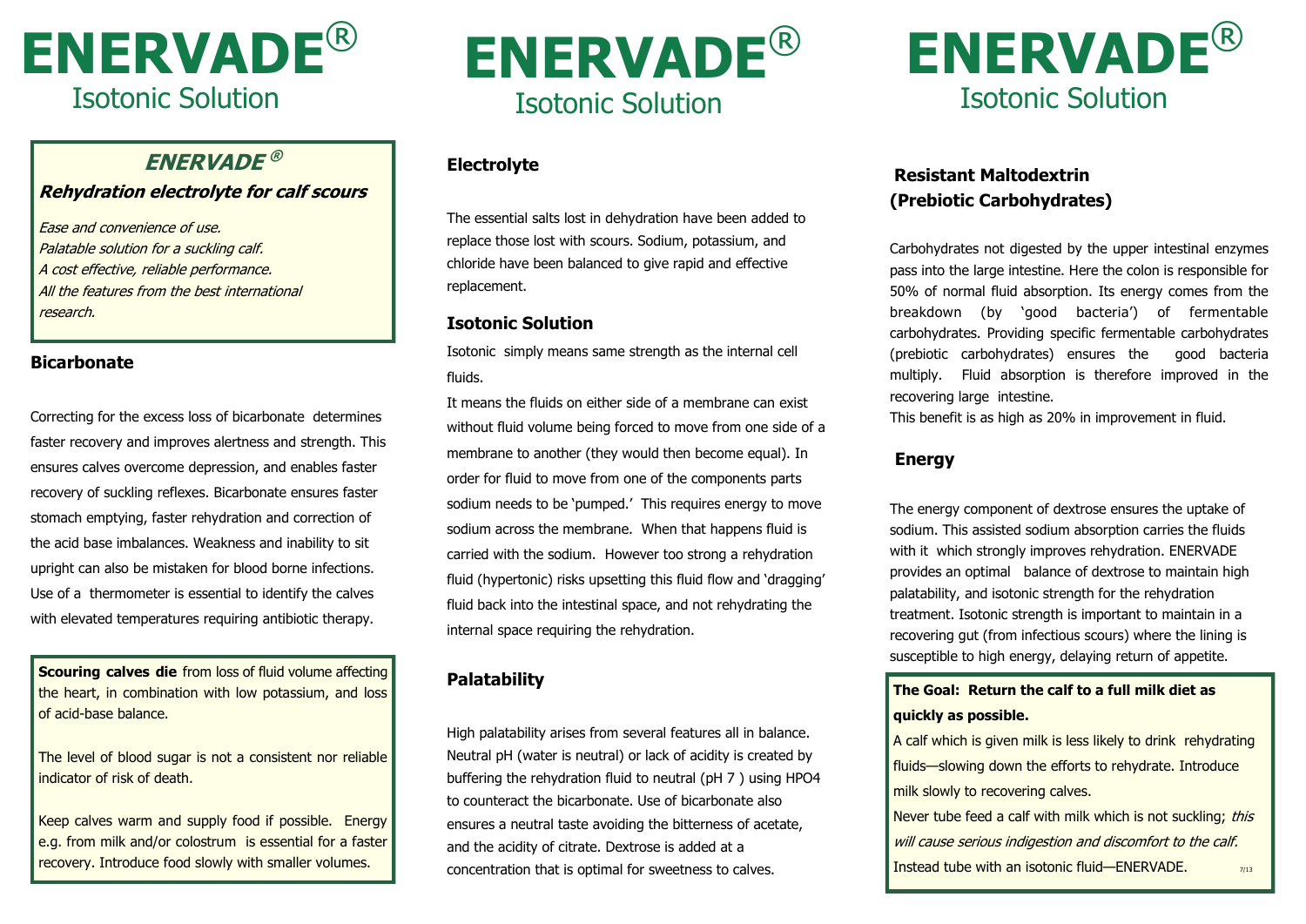# ENERVADE®

## Isotonic Solution

### *ENERVADE ®*

#### *Rehydration electrolyte for calf scours*

*Ease and convenience of use.*
*Palatable solution for a suckling calf.*
*A cost effective, reliable performance.*
*All the features from the best international research.*

### Bicarbonate

Correcting for the excess loss of bicarbonate determines faster recovery and improves alertness and strength. This ensures calves overcome depression, and enables faster recovery of suckling reflexes. Bicarbonate ensures faster stomach emptying, faster rehydration and correction of the acid base imbalances. Weakness and inability to sit upright can also be mistaken for blood borne infections. Use of a thermometer is essential to identify the calves with elevated temperatures requiring antibiotic therapy.

**Scouring calves die** from loss of fluid volume affecting the heart, in combination with low potassium, and loss of acid-base balance.

The level of blood sugar is not a consistent nor reliable indicator of risk of death.

Keep calves warm and supply food if possible. Energy e.g. from milk and/or colostrum is essential for a faster recovery. Introduce food slowly with smaller volumes.

### Electrolyte

The essential salts lost in dehydration have been added to replace those lost with scours. Sodium, potassium, and chloride have been balanced to give rapid and effective replacement.

### Isotonic Solution

Isotonic simply means same strength as the internal cell fluids.

It means the fluids on either side of a membrane can exist without fluid volume being forced to move from one side of a membrane to another (they would then become equal). In order for fluid to move from one of the components parts sodium needs to be 'pumped.' This requires energy to move sodium across the membrane. When that happens fluid is carried with the sodium. However too strong a rehydration fluid (hypertonic) risks upsetting this fluid flow and 'dragging' fluid back into the intestinal space, and not rehydrating the internal space requiring the rehydration.

### Palatability

High palatability arises from several features all in balance. Neutral pH (water is neutral) or lack of acidity is created by buffering the rehydration fluid to neutral (pH 7 ) using $HPO_4$ to counteract the bicarbonate. Use of bicarbonate also ensures a neutral taste avoiding the bitterness of acetate, and the acidity of citrate. Dextrose is added at a concentration that is optimal for sweetness to calves.

### Resistant Maltodextrin (Prebiotic Carbohydrates)

Carbohydrates not digested by the upper intestinal enzymes pass into the large intestine. Here the colon is responsible for 50% of normal fluid absorption. Its energy comes from the breakdown (by 'good bacteria') of fermentable carbohydrates. Providing specific fermentable carbohydrates (prebiotic carbohydrates) ensures the good bacteria multiply. Fluid absorption is therefore improved in the recovering large intestine.

This benefit is as high as 20% in improvement in fluid.

### Energy

The energy component of dextrose ensures the uptake of sodium. This assisted sodium absorption carries the fluids with it which strongly improves rehydration. ENERVADE provides an optimal balance of dextrose to maintain high palatability, and isotonic strength for the rehydration treatment. Isotonic strength is important to maintain in a recovering gut (from infectious scours) where the lining is susceptible to high energy, delaying return of appetite.

**The Goal: Return the calf to a full milk diet as quickly as possible.**

A calf which is given milk is less likely to drink rehydrating fluids—slowing down the efforts to rehydrate. Introduce milk slowly to recovering calves.

Never tube feed a calf with milk which is not suckling; *this will cause serious indigestion and discomfort to the calf.*

Instead tube with an isotonic fluid—ENERVADE.

7/13